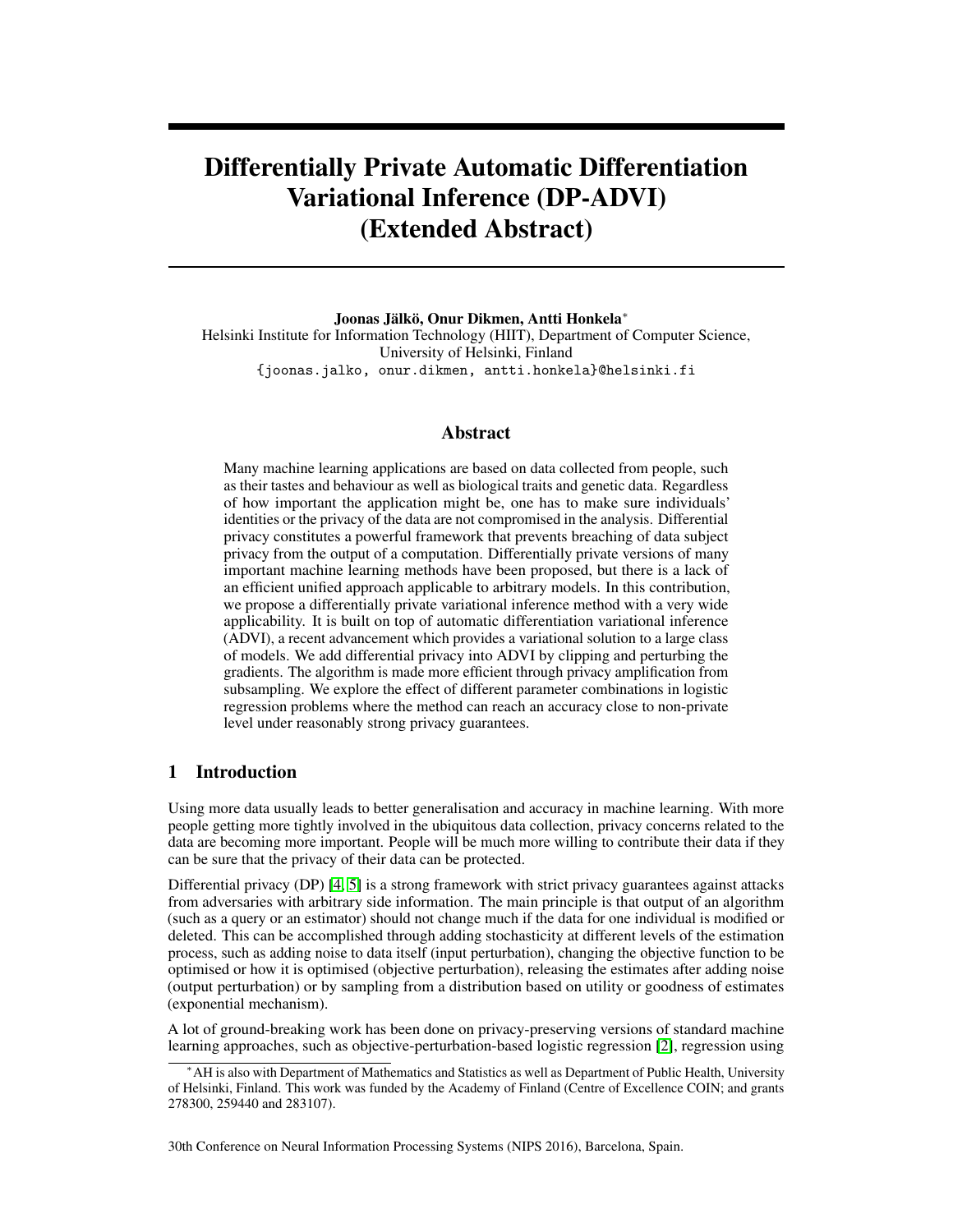# Differentially Private Automatic Differentiation Variational Inference (DP-ADVI) (Extended Abstract)

**Joonas Jälkö, Onur Dikmen, Antti Honkela***

Helsinki Institute for Information Technology (HIIT), Department of Computer Science, University of Helsinki, Finland

{joonas.jalko, onur.dikmen, antti.honkela}@helsinki.fi

## Abstract

Many machine learning applications are based on data collected from people, such as their tastes and behaviour as well as biological traits and genetic data. Regardless of how important the application might be, one has to make sure individuals' identities or the privacy of the data are not compromised in the analysis. Differential privacy constitutes a powerful framework that prevents breaching of data subject privacy from the output of a computation. Differentially private versions of many important machine learning methods have been proposed, but there is a lack of an efficient unified approach applicable to arbitrary models. In this contribution, we propose a differentially private variational inference method with a very wide applicability. It is built on top of automatic differentiation variational inference (ADVI), a recent advancement which provides a variational solution to a large class of models. We add differential privacy into ADVI by clipping and perturbing the gradients. The algorithm is made more efficient through privacy amplification from subsampling. We explore the effect of different parameter combinations in logistic regression problems where the method can reach an accuracy close to non-private level under reasonably strong privacy guarantees.

## 1 Introduction

Using more data usually leads to better generalisation and accuracy in machine learning. With more people getting more tightly involved in the ubiquitous data collection, privacy concerns related to the data are becoming more important. People will be much more willing to contribute their data if they can be sure that the privacy of their data can be protected.

Differential privacy (DP) [4, 5] is a strong framework with strict privacy guarantees against attacks from adversaries with arbitrary side information. The main principle is that output of an algorithm (such as a query or an estimator) should not change much if the data for one individual is modified or deleted. This can be accomplished through adding stochasticity at different levels of the estimation process, such as adding noise to data itself (input perturbation), changing the objective function to be optimised or how it is optimised (objective perturbation), releasing the estimates after adding noise (output perturbation) or by sampling from a distribution based on utility or goodness of estimates (exponential mechanism).

A lot of ground-breaking work has been done on privacy-preserving versions of standard machine learning approaches, such as objective-perturbation-based logistic regression [2], regression using

*AH is also with Department of Mathematics and Statistics as well as Department of Public Health, University of Helsinki, Finland. This work was funded by the Academy of Finland (Centre of Excellence COIN; and grants 278300, 259440 and 283107).

30th Conference on Neural Information Processing Systems (NIPS 2016), Barcelona, Spain.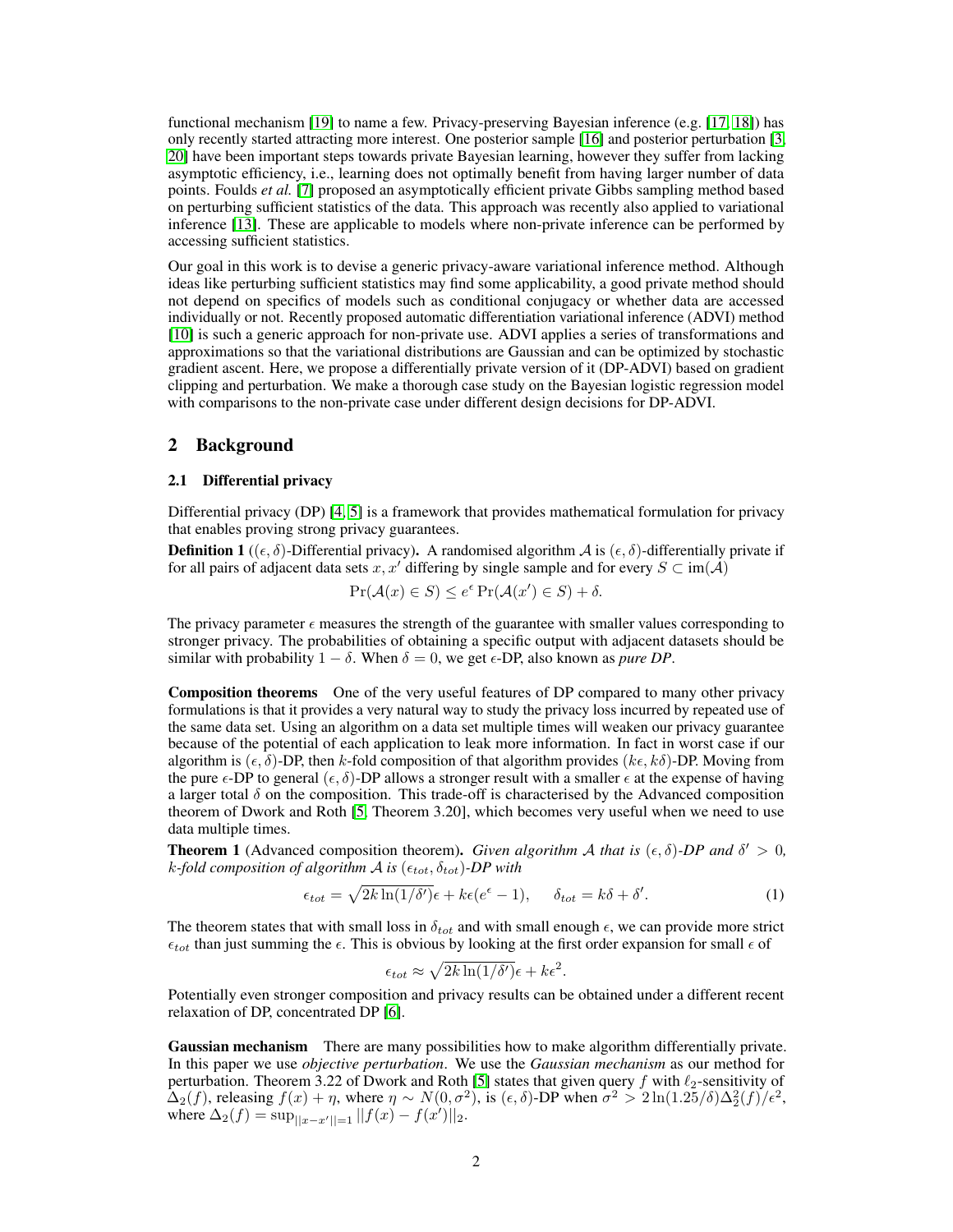functional mechanism [19] to name a few. Privacy-preserving Bayesian inference (e.g. [17, 18]) has only recently started attracting more interest. One posterior sample [16] and posterior perturbation [3, 20] have been important steps towards private Bayesian learning, however they suffer from lacking asymptotic efficiency, i.e., learning does not optimally benefit from having larger number of data points. Foulds *et al.* [7] proposed an asymptotically efficient private Gibbs sampling method based on perturbing sufficient statistics of the data. This approach was recently also applied to variational inference [13]. These are applicable to models where non-private inference can be performed by accessing sufficient statistics.

Our goal in this work is to devise a generic privacy-aware variational inference method. Although ideas like perturbing sufficient statistics may find some applicability, a good private method should not depend on specifics of models such as conditional conjugacy or whether data are accessed individually or not. Recently proposed automatic differentiation variational inference (ADVI) method [10] is such a generic approach for non-private use. ADVI applies a series of transformations and approximations so that the variational distributions are Gaussian and can be optimized by stochastic gradient ascent. Here, we propose a differentially private version of it (DP-ADVI) based on gradient clipping and perturbation. We make a thorough case study on the Bayesian logistic regression model with comparisons to the non-private case under different design decisions for DP-ADVI.

## 2 Background

### 2.1 Differential privacy

Differential privacy (DP) [4, 5] is a framework that provides mathematical formulation for privacy that enables proving strong privacy guarantees.

**Definition 1** (($\epsilon, \delta$)-Differential privacy)**.** A randomised algorithm $\mathcal{A}$ is $(\epsilon, \delta)$-differentially private if for all pairs of adjacent data sets $x, x'$ differing by single sample and for every $S \subset \text{im}(\mathcal{A})$

$$\Pr(\mathcal{A}(x) \in S) \leq e^{\epsilon} \Pr(\mathcal{A}(x') \in S) + \delta.$$

The privacy parameter $\epsilon$ measures the strength of the guarantee with smaller values corresponding to stronger privacy. The probabilities of obtaining a specific output with adjacent datasets should be similar with probability $1 - \delta$. When $\delta = 0$, we get $\epsilon$-DP, also known as *pure DP*.

**Composition theorems** One of the very useful features of DP compared to many other privacy formulations is that it provides a very natural way to study the privacy loss incurred by repeated use of the same data set. Using an algorithm on a data set multiple times will weaken our privacy guarantee because of the potential of each application to leak more information. In fact in worst case if our algorithm is $(\epsilon, \delta)$-DP, then $k$-fold composition of that algorithm provides $(k\epsilon, k\delta)$-DP. Moving from the pure $\epsilon$-DP to general $(\epsilon, \delta)$-DP allows a stronger result with a smaller $\epsilon$ at the expense of having a larger total $\delta$ on the composition. This trade-off is characterised by the Advanced composition theorem of Dwork and Roth [5, Theorem 3.20], which becomes very useful when we need to use data multiple times.

**Theorem 1** (Advanced composition theorem)**.** *Given algorithm $\mathcal{A}$ that is $(\epsilon, \delta)$-DP and $\delta' > 0$, $k$-fold composition of algorithm $\mathcal{A}$ is $(\epsilon_{tot}, \delta_{tot})$-DP with*

$$\epsilon_{tot} = \sqrt{2k \ln(1/\delta')}\epsilon + k\epsilon(e^{\epsilon} - 1), \qquad \delta_{tot} = k\delta + \delta'. \tag{1}$$

The theorem states that with small loss in $\delta_{tot}$ and with small enough $\epsilon$, we can provide more strict $\epsilon_{tot}$ than just summing the $\epsilon$. This is obvious by looking at the first order expansion for small $\epsilon$ of

$$\epsilon_{tot} \approx \sqrt{2k \ln(1/\delta')}\epsilon + k\epsilon^2.$$

Potentially even stronger composition and privacy results can be obtained under a different recent relaxation of DP, concentrated DP [6].

**Gaussian mechanism** There are many possibilities how to make algorithm differentially private. In this paper we use *objective perturbation*. We use the *Gaussian mechanism* as our method for perturbation. Theorem 3.22 of Dwork and Roth [5] states that given query $f$ with $\ell_2$-sensitivity of $\Delta_2(f)$, releasing $f(x) + \eta$, where $\eta \sim N(0, \sigma^2)$, is $(\epsilon, \delta)$-DP when $\sigma^2 > 2\ln(1.25/\delta)\Delta_2^2(f)/\epsilon^2$, where $\Delta_2(f) = \sup_{||x-x'||=1} ||f(x) - f(x')||_2$.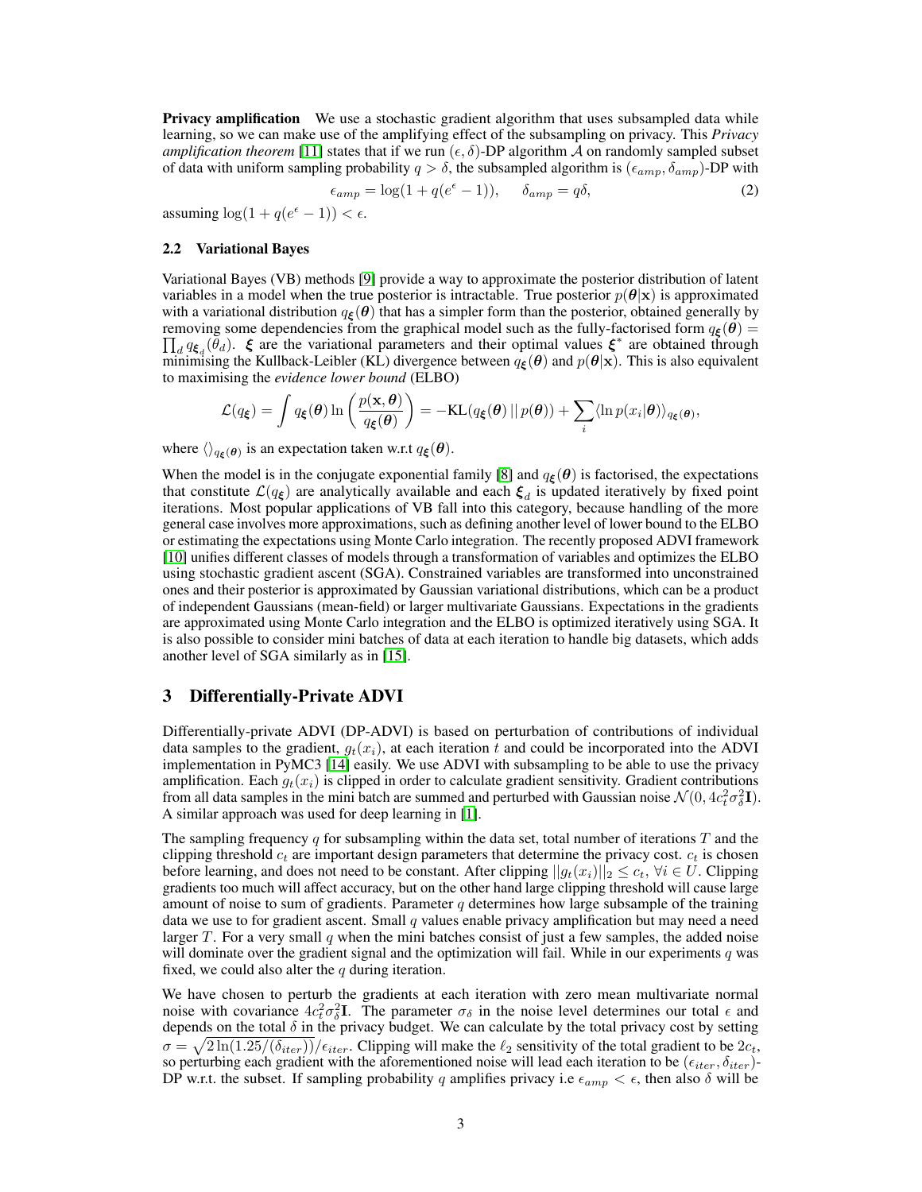**Privacy amplification** We use a stochastic gradient algorithm that uses subsampled data while learning, so we can make use of the amplifying effect of the subsampling on privacy. This *Privacy amplification theorem* [11] states that if we run $(\epsilon, \delta)$-DP algorithm $\mathcal{A}$ on randomly sampled subset of data with uniform sampling probability $q > \delta$, the subsampled algorithm is $(\epsilon_{amp}, \delta_{amp})$-DP with

$$\epsilon_{amp} = \log(1 + q(e^{\epsilon} - 1)), \qquad \delta_{amp} = q\delta, \tag{2}$$

assuming $\log(1 + q(e^{\epsilon} - 1)) < \epsilon$.

### 2.2 Variational Bayes

Variational Bayes (VB) methods [9] provide a way to approximate the posterior distribution of latent variables in a model when the true posterior is intractable. True posterior $p(\boldsymbol{\theta}|\mathbf{x})$ is approximated with a variational distribution $q_{\boldsymbol{\xi}}(\boldsymbol{\theta})$ that has a simpler form than the posterior, obtained generally by removing some dependencies from the graphical model such as the fully-factorised form $q_{\boldsymbol{\xi}}(\boldsymbol{\theta}) = \prod_d q_{\boldsymbol{\xi}_d}(\theta_d)$. $\boldsymbol{\xi}$ are the variational parameters and their optimal values $\boldsymbol{\xi}^*$ are obtained through minimising the Kullback-Leibler (KL) divergence between $q_{\boldsymbol{\xi}}(\boldsymbol{\theta})$ and $p(\boldsymbol{\theta}|\mathbf{x})$. This is also equivalent to maximising the *evidence lower bound* (ELBO)

$$\mathcal{L}(q_{\boldsymbol{\xi}}) = \int q_{\boldsymbol{\xi}}(\boldsymbol{\theta}) \ln\left(\frac{p(\mathbf{x}, \boldsymbol{\theta})}{q_{\boldsymbol{\xi}}(\boldsymbol{\theta})}\right) = -\mathrm{KL}(q_{\boldsymbol{\xi}}(\boldsymbol{\theta}) \,||\, p(\boldsymbol{\theta})) + \sum_i \langle \ln p(x_i|\boldsymbol{\theta}) \rangle_{q_{\boldsymbol{\xi}}(\boldsymbol{\theta})},$$

where $\langle \rangle_{q_{\boldsymbol{\xi}}(\boldsymbol{\theta})}$ is an expectation taken w.r.t $q_{\boldsymbol{\xi}}(\boldsymbol{\theta})$.

When the model is in the conjugate exponential family [8] and $q_{\boldsymbol{\xi}}(\boldsymbol{\theta})$ is factorised, the expectations that constitute $\mathcal{L}(q_{\boldsymbol{\xi}})$ are analytically available and each $\boldsymbol{\xi}_d$ is updated iteratively by fixed point iterations. Most popular applications of VB fall into this category, because handling of the more general case involves more approximations, such as defining another level of lower bound to the ELBO or estimating the expectations using Monte Carlo integration. The recently proposed ADVI framework [10] unifies different classes of models through a transformation of variables and optimizes the ELBO using stochastic gradient ascent (SGA). Constrained variables are transformed into unconstrained ones and their posterior is approximated by Gaussian variational distributions, which can be a product of independent Gaussians (mean-field) or larger multivariate Gaussians. Expectations in the gradients are approximated using Monte Carlo integration and the ELBO is optimized iteratively using SGA. It is also possible to consider mini batches of data at each iteration to handle big datasets, which adds another level of SGA similarly as in [15].

## 3 Differentially-Private ADVI

Differentially-private ADVI (DP-ADVI) is based on perturbation of contributions of individual data samples to the gradient, $g_t(x_i)$, at each iteration $t$ and could be incorporated into the ADVI implementation in PyMC3 [14] easily. We use ADVI with subsampling to be able to use the privacy amplification. Each $g_t(x_i)$ is clipped in order to calculate gradient sensitivity. Gradient contributions from all data samples in the mini batch are summed and perturbed with Gaussian noise $\mathcal{N}(0, 4c_t^2\sigma_\delta^2\mathbf{I})$. A similar approach was used for deep learning in [1].

The sampling frequency $q$ for subsampling within the data set, total number of iterations $T$ and the clipping threshold $c_t$ are important design parameters that determine the privacy cost. $c_t$ is chosen before learning, and does not need to be constant. After clipping $||g_t(x_i)||_2 \leq c_t, \; \forall i \in U$. Clipping gradients too much will affect accuracy, but on the other hand large clipping threshold will cause large amount of noise to sum of gradients. Parameter $q$ determines how large subsample of the training data we use to for gradient ascent. Small $q$ values enable privacy amplification but may need a need larger $T$. For a very small $q$ when the mini batches consist of just a few samples, the added noise will dominate over the gradient signal and the optimization will fail. While in our experiments $q$ was fixed, we could also alter the $q$ during iteration.

We have chosen to perturb the gradients at each iteration with zero mean multivariate normal noise with covariance $4c_t^2\sigma_\delta^2\mathbf{I}$. The parameter $\sigma_\delta$ in the noise level determines our total $\epsilon$ and depends on the total $\delta$ in the privacy budget. We can calculate by the total privacy cost by setting $\sigma = \sqrt{2\ln(1.25/(\delta_{iter}))}/\epsilon_{iter}$. Clipping will make the $\ell_2$ sensitivity of the total gradient to be $2c_t$, so perturbing each gradient with the aforementioned noise will lead each iteration to be $(\epsilon_{iter}, \delta_{iter})$-DP w.r.t. the subset. If sampling probability $q$ amplifies privacy i.e $\epsilon_{amp} < \epsilon$, then also $\delta$ will be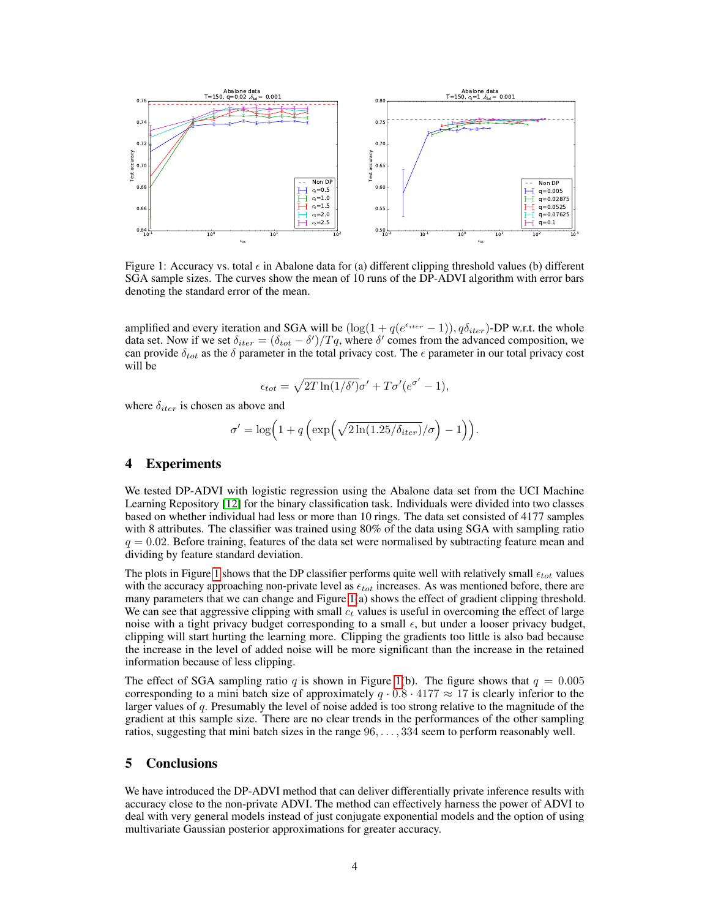Figure 1: Accuracy vs. total $\epsilon$ in Abalone data for (a) different clipping threshold values (b) different SGA sample sizes. The curves show the mean of 10 runs of the DP-ADVI algorithm with error bars denoting the standard error of the mean.

amplified and every iteration and SGA will be $(\log(1 + q(e^{\epsilon_{iter}} - 1)), q\delta_{iter})$-DP w.r.t. the whole data set. Now if we set $\delta_{iter} = (\delta_{tot} - \delta')/Tq$, where $\delta'$ comes from the advanced composition, we can provide $\delta_{tot}$ as the $\delta$ parameter in the total privacy cost. The $\epsilon$ parameter in our total privacy cost will be

$$\epsilon_{tot} = \sqrt{2T \ln(1/\delta')}\sigma' + T\sigma'(e^{\sigma'} - 1),$$

where $\delta_{iter}$ is chosen as above and

$$\sigma' = \log\Big(1 + q\left(\exp\Big(\sqrt{2\ln(1.25/\delta_{iter})}/\sigma\Big) - 1\right)\Big).$$

## 4 Experiments

We tested DP-ADVI with logistic regression using the Abalone data set from the UCI Machine Learning Repository [12] for the binary classification task. Individuals were divided into two classes based on whether individual had less or more than 10 rings. The data set consisted of 4177 samples with 8 attributes. The classifier was trained using 80% of the data using SGA with sampling ratio $q = 0.02$. Before training, features of the data set were normalised by subtracting feature mean and dividing by feature standard deviation.

The plots in Figure 1 shows that the DP classifier performs quite well with relatively small $\epsilon_{tot}$ values with the accuracy approaching non-private level as $\epsilon_{tot}$ increases. As was mentioned before, there are many parameters that we can change and Figure 1(a) shows the effect of gradient clipping threshold. We can see that aggressive clipping with small $c_t$ values is useful in overcoming the effect of large noise with a tight privacy budget corresponding to a small $\epsilon$, but under a looser privacy budget, clipping will start hurting the learning more. Clipping the gradients too little is also bad because the increase in the level of added noise will be more significant than the increase in the retained information because of less clipping.

The effect of SGA sampling ratio $q$ is shown in Figure 1(b). The figure shows that $q = 0.005$ corresponding to a mini batch size of approximately $q \cdot 0.8 \cdot 4177 \approx 17$ is clearly inferior to the larger values of $q$. Presumably the level of noise added is too strong relative to the magnitude of the gradient at this sample size. There are no clear trends in the performances of the other sampling ratios, suggesting that mini batch sizes in the range $96, \ldots, 334$ seem to perform reasonably well.

## 5 Conclusions

We have introduced the DP-ADVI method that can deliver differentially private inference results with accuracy close to the non-private ADVI. The method can effectively harness the power of ADVI to deal with very general models instead of just conjugate exponential models and the option of using multivariate Gaussian posterior approximations for greater accuracy.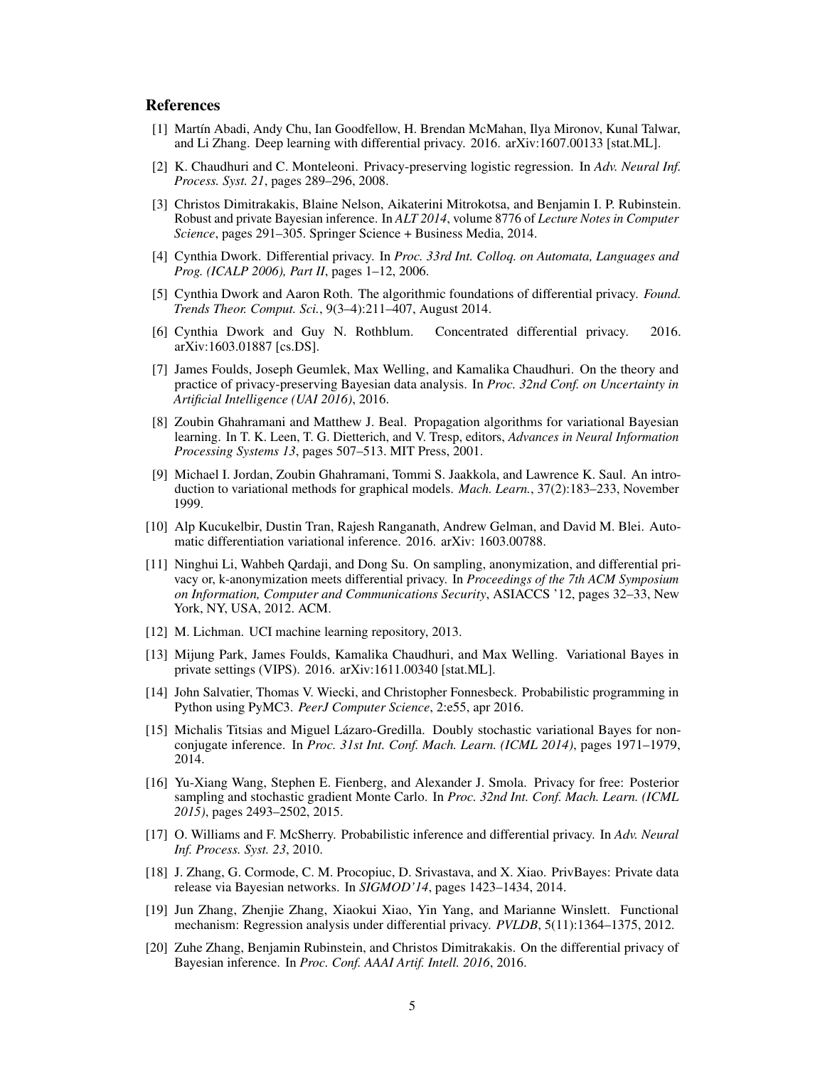## References

[1] Martín Abadi, Andy Chu, Ian Goodfellow, H. Brendan McMahan, Ilya Mironov, Kunal Talwar, and Li Zhang. Deep learning with differential privacy. 2016. arXiv:1607.00133 [stat.ML].

[2] K. Chaudhuri and C. Monteleoni. Privacy-preserving logistic regression. In *Adv. Neural Inf. Process. Syst. 21*, pages 289–296, 2008.

[3] Christos Dimitrakakis, Blaine Nelson, Aikaterini Mitrokotsa, and Benjamin I. P. Rubinstein. Robust and private Bayesian inference. In *ALT 2014*, volume 8776 of *Lecture Notes in Computer Science*, pages 291–305. Springer Science + Business Media, 2014.

[4] Cynthia Dwork. Differential privacy. In *Proc. 33rd Int. Colloq. on Automata, Languages and Prog. (ICALP 2006), Part II*, pages 1–12, 2006.

[5] Cynthia Dwork and Aaron Roth. The algorithmic foundations of differential privacy. *Found. Trends Theor. Comput. Sci.*, 9(3–4):211–407, August 2014.

[6] Cynthia Dwork and Guy N. Rothblum. Concentrated differential privacy. 2016. arXiv:1603.01887 [cs.DS].

[7] James Foulds, Joseph Geumlek, Max Welling, and Kamalika Chaudhuri. On the theory and practice of privacy-preserving Bayesian data analysis. In *Proc. 32nd Conf. on Uncertainty in Artificial Intelligence (UAI 2016)*, 2016.

[8] Zoubin Ghahramani and Matthew J. Beal. Propagation algorithms for variational Bayesian learning. In T. K. Leen, T. G. Dietterich, and V. Tresp, editors, *Advances in Neural Information Processing Systems 13*, pages 507–513. MIT Press, 2001.

[9] Michael I. Jordan, Zoubin Ghahramani, Tommi S. Jaakkola, and Lawrence K. Saul. An introduction to variational methods for graphical models. *Mach. Learn.*, 37(2):183–233, November 1999.

[10] Alp Kucukelbir, Dustin Tran, Rajesh Ranganath, Andrew Gelman, and David M. Blei. Automatic differentiation variational inference. 2016. arXiv: 1603.00788.

[11] Ninghui Li, Wahbeh Qardaji, and Dong Su. On sampling, anonymization, and differential privacy or, k-anonymization meets differential privacy. In *Proceedings of the 7th ACM Symposium on Information, Computer and Communications Security*, ASIACCS '12, pages 32–33, New York, NY, USA, 2012. ACM.

[12] M. Lichman. UCI machine learning repository, 2013.

[13] Mijung Park, James Foulds, Kamalika Chaudhuri, and Max Welling. Variational Bayes in private settings (VIPS). 2016. arXiv:1611.00340 [stat.ML].

[14] John Salvatier, Thomas V. Wiecki, and Christopher Fonnesbeck. Probabilistic programming in Python using PyMC3. *PeerJ Computer Science*, 2:e55, apr 2016.

[15] Michalis Titsias and Miguel Lázaro-Gredilla. Doubly stochastic variational Bayes for non-conjugate inference. In *Proc. 31st Int. Conf. Mach. Learn. (ICML 2014)*, pages 1971–1979, 2014.

[16] Yu-Xiang Wang, Stephen E. Fienberg, and Alexander J. Smola. Privacy for free: Posterior sampling and stochastic gradient Monte Carlo. In *Proc. 32nd Int. Conf. Mach. Learn. (ICML 2015)*, pages 2493–2502, 2015.

[17] O. Williams and F. McSherry. Probabilistic inference and differential privacy. In *Adv. Neural Inf. Process. Syst. 23*, 2010.

[18] J. Zhang, G. Cormode, C. M. Procopiuc, D. Srivastava, and X. Xiao. PrivBayes: Private data release via Bayesian networks. In *SIGMOD'14*, pages 1423–1434, 2014.

[19] Jun Zhang, Zhenjie Zhang, Xiaokui Xiao, Yin Yang, and Marianne Winslett. Functional mechanism: Regression analysis under differential privacy. *PVLDB*, 5(11):1364–1375, 2012.

[20] Zuhe Zhang, Benjamin Rubinstein, and Christos Dimitrakakis. On the differential privacy of Bayesian inference. In *Proc. Conf. AAAI Artif. Intell. 2016*, 2016.